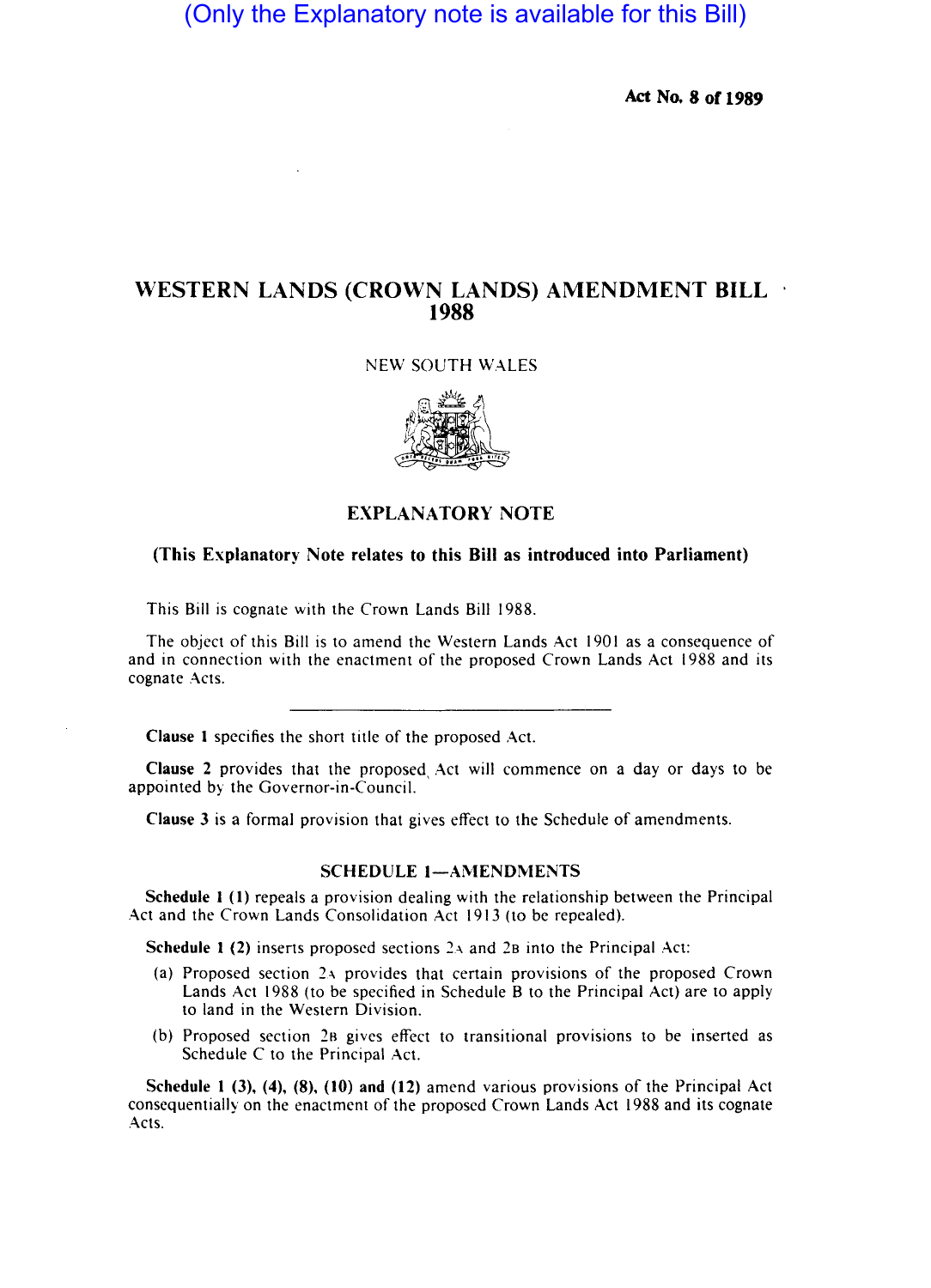(Only the Explanatory note is available for this Bill)

**Act No. 8 of 1989**

# WESTERN LANDS (CROWN LANDS) AMENDMENT BILL 1988

NEW SOUTH WALES

## EXPLANATORY NOTE

**(This Explanatory Note relates to this Bill as introduced into Parliament)**

This Bill is cognate with the Crown Lands Bill 1988.

The object of this Bill is to amend the Western Lands Act 1901 as a consequence of and in connection with the enactment of the proposed Crown Lands Act 1988 and its cognate Acts.

---

**Clause 1** specifies the short title of the proposed Act.

**Clause 2** provides that the proposed Act will commence on a day or days to be appointed by the Governor-in-Council.

**Clause 3** is a formal provision that gives effect to the Schedule of amendments.

### SCHEDULE 1—AMENDMENTS

**Schedule 1 (1)** repeals a provision dealing with the relationship between the Principal Act and the Crown Lands Consolidation Act 1913 (to be repealed).

**Schedule 1 (2)** inserts proposed sections 2A and 2B into the Principal Act:

(a) Proposed section 2A provides that certain provisions of the proposed Crown Lands Act 1988 (to be specified in Schedule B to the Principal Act) are to apply to land in the Western Division.

(b) Proposed section 2B gives effect to transitional provisions to be inserted as Schedule C to the Principal Act.

**Schedule 1 (3), (4), (8), (10) and (12)** amend various provisions of the Principal Act consequentially on the enactment of the proposed Crown Lands Act 1988 and its cognate Acts.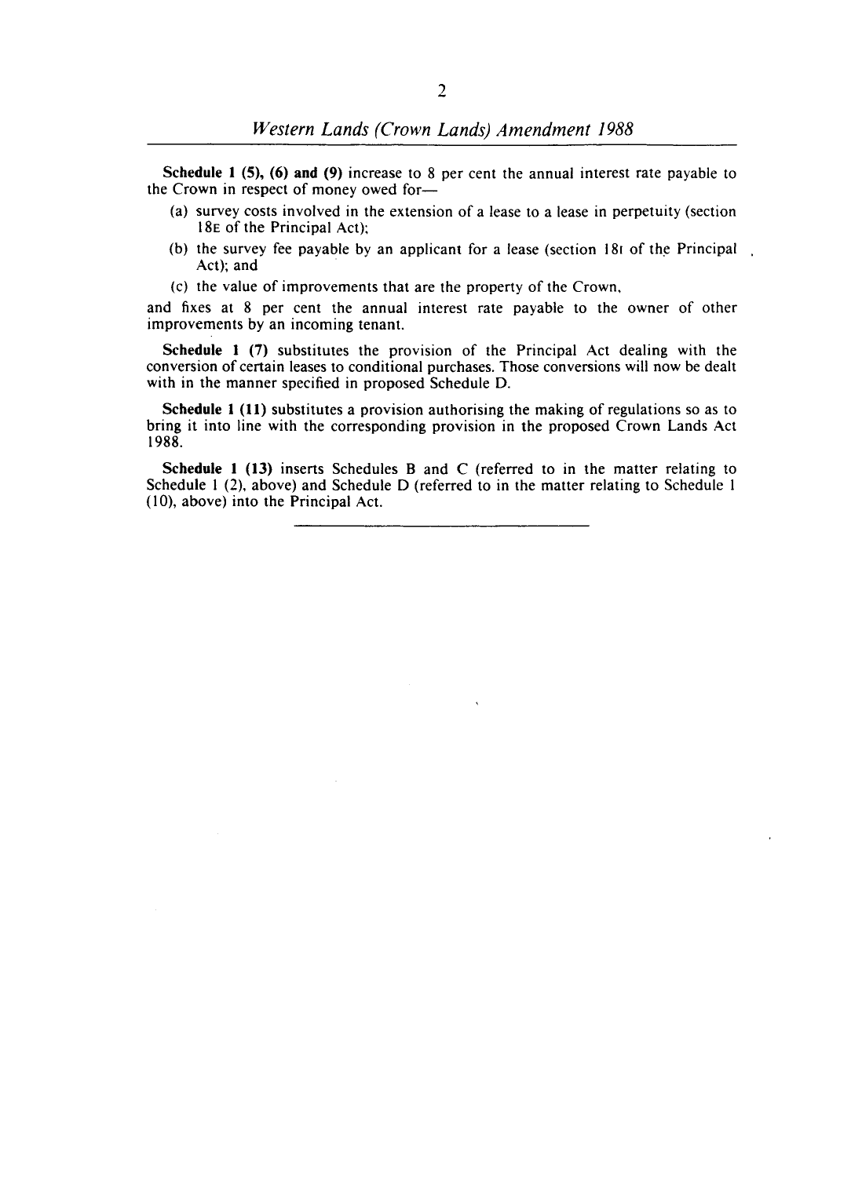**Schedule 1 (5), (6) and (9)** increase to 8 per cent the annual interest rate payable to the Crown in respect of money owed for—

(a) survey costs involved in the extension of a lease to a lease in perpetuity (section 18E of the Principal Act);

(b) the survey fee payable by an applicant for a lease (section 18I of the Principal Act); and

(c) the value of improvements that are the property of the Crown,

and fixes at 8 per cent the annual interest rate payable to the owner of other improvements by an incoming tenant.

**Schedule 1 (7)** substitutes the provision of the Principal Act dealing with the conversion of certain leases to conditional purchases. Those conversions will now be dealt with in the manner specified in proposed Schedule D.

**Schedule 1 (11)** substitutes a provision authorising the making of regulations so as to bring it into line with the corresponding provision in the proposed Crown Lands Act 1988.

**Schedule 1 (13)** inserts Schedules B and C (referred to in the matter relating to Schedule 1 (2), above) and Schedule D (referred to in the matter relating to Schedule 1 (10), above) into the Principal Act.